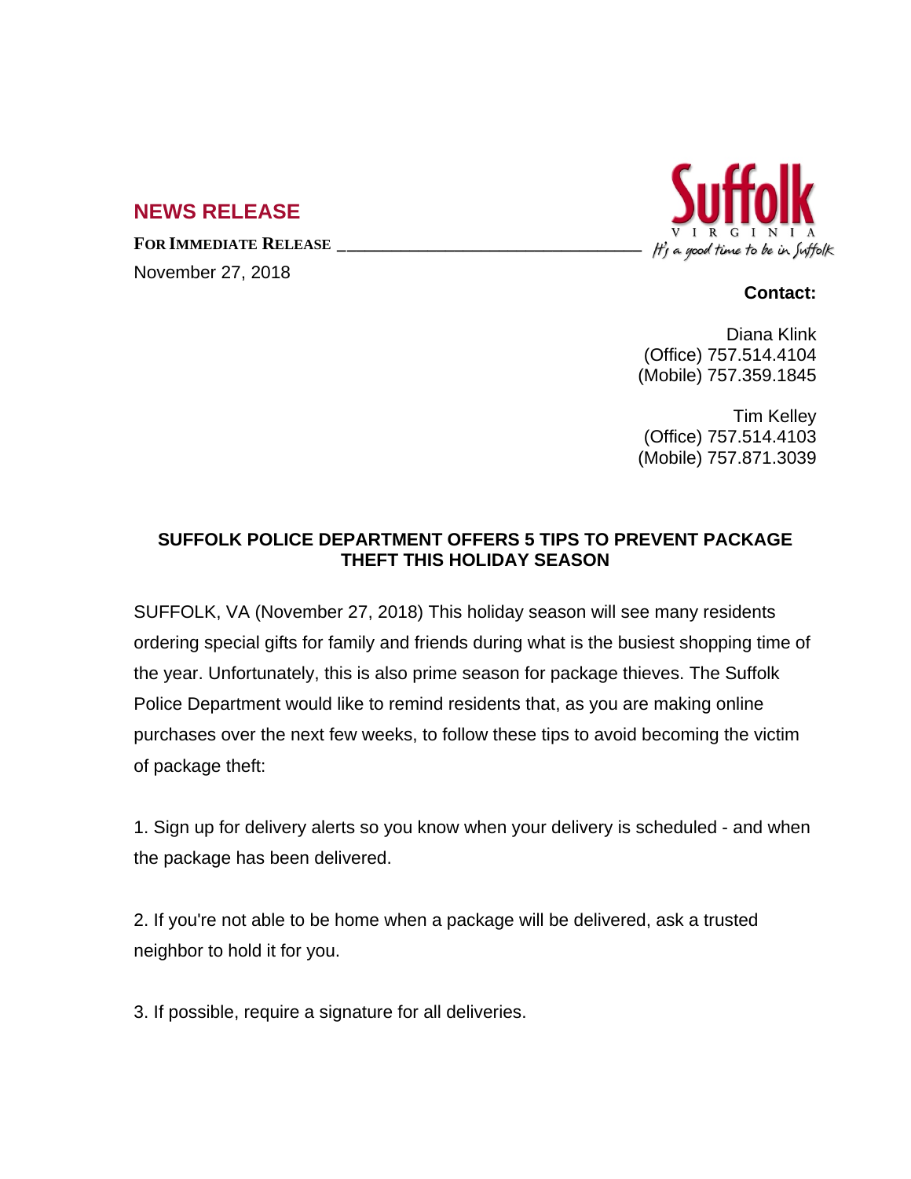## NEWS RELEASE

**FOR IMMEDIATE RELEASE**

November 27, 2018

Suffolk
VIRGINIA
*It's a good time to be in Suffolk*

**Contact:**

Diana Klink
(Office) 757.514.4104
(Mobile) 757.359.1845

Tim Kelley
(Office) 757.514.4103
(Mobile) 757.871.3039

**SUFFOLK POLICE DEPARTMENT OFFERS 5 TIPS TO PREVENT PACKAGE THEFT THIS HOLIDAY SEASON**

SUFFOLK, VA (November 27, 2018) This holiday season will see many residents ordering special gifts for family and friends during what is the busiest shopping time of the year. Unfortunately, this is also prime season for package thieves. The Suffolk Police Department would like to remind residents that, as you are making online purchases over the next few weeks, to follow these tips to avoid becoming the victim of package theft:

1. Sign up for delivery alerts so you know when your delivery is scheduled - and when the package has been delivered.

2. If you're not able to be home when a package will be delivered, ask a trusted neighbor to hold it for you.

3. If possible, require a signature for all deliveries.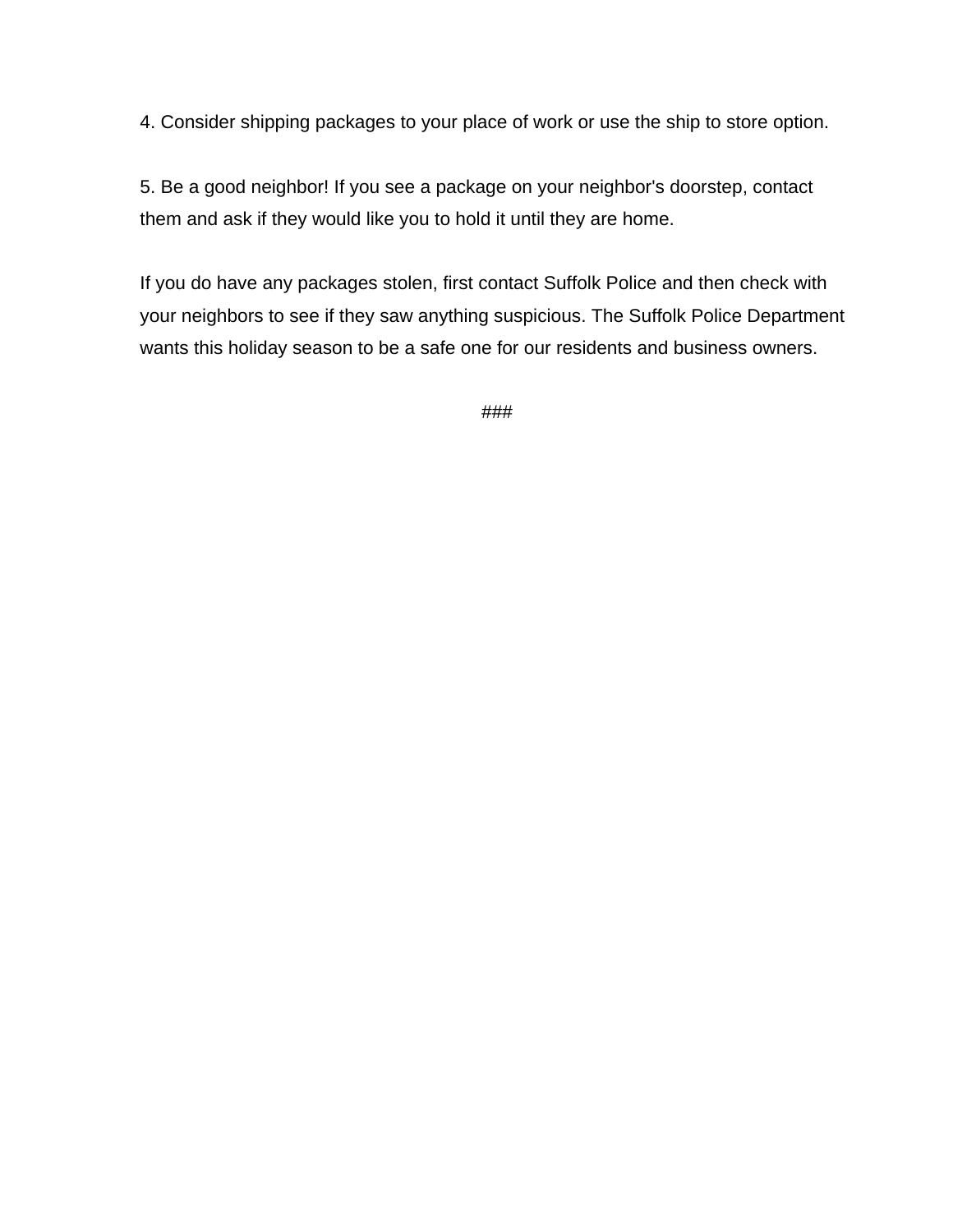4. Consider shipping packages to your place of work or use the ship to store option.

5. Be a good neighbor! If you see a package on your neighbor's doorstep, contact them and ask if they would like you to hold it until they are home.

If you do have any packages stolen, first contact Suffolk Police and then check with your neighbors to see if they saw anything suspicious. The Suffolk Police Department wants this holiday season to be a safe one for our residents and business owners.

###